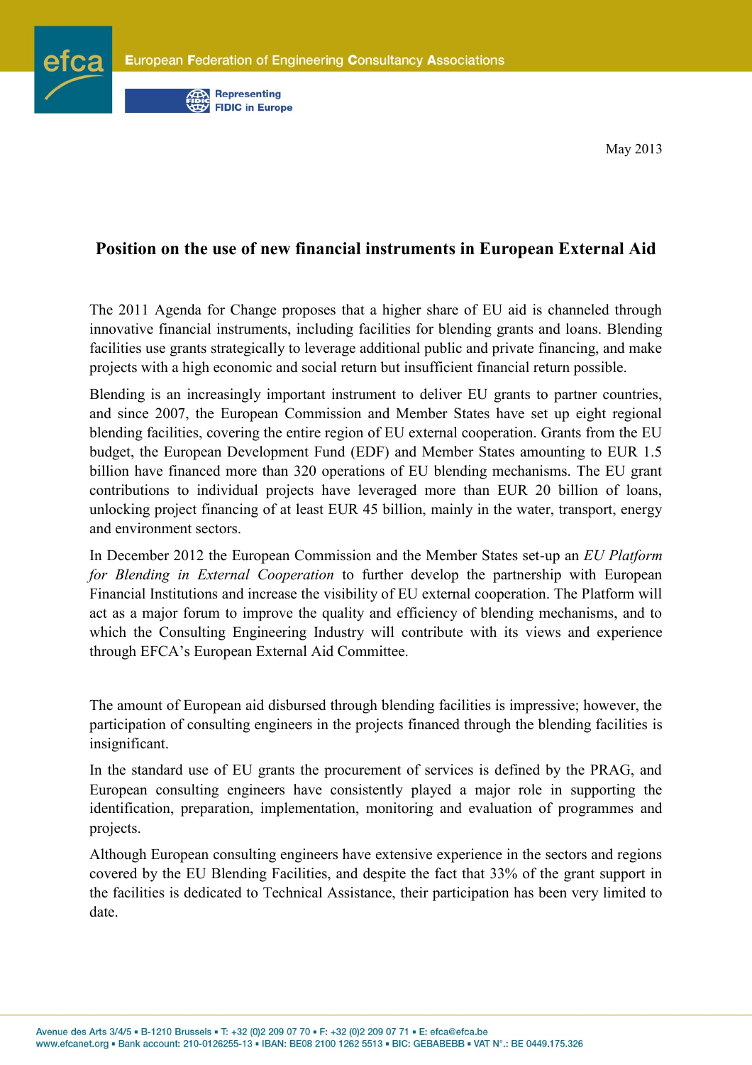May 2013

# Position on the use of new financial instruments in European External Aid

The 2011 Agenda for Change proposes that a higher share of EU aid is channeled through innovative financial instruments, including facilities for blending grants and loans. Blending facilities use grants strategically to leverage additional public and private financing, and make projects with a high economic and social return but insufficient financial return possible.

Blending is an increasingly important instrument to deliver EU grants to partner countries, and since 2007, the European Commission and Member States have set up eight regional blending facilities, covering the entire region of EU external cooperation. Grants from the EU budget, the European Development Fund (EDF) and Member States amounting to EUR 1.5 billion have financed more than 320 operations of EU blending mechanisms. The EU grant contributions to individual projects have leveraged more than EUR 20 billion of loans, unlocking project financing of at least EUR 45 billion, mainly in the water, transport, energy and environment sectors.

In December 2012 the European Commission and the Member States set-up an *EU Platform for Blending in External Cooperation* to further develop the partnership with European Financial Institutions and increase the visibility of EU external cooperation. The Platform will act as a major forum to improve the quality and efficiency of blending mechanisms, and to which the Consulting Engineering Industry will contribute with its views and experience through EFCA's European External Aid Committee.

The amount of European aid disbursed through blending facilities is impressive; however, the participation of consulting engineers in the projects financed through the blending facilities is insignificant.

In the standard use of EU grants the procurement of services is defined by the PRAG, and European consulting engineers have consistently played a major role in supporting the identification, preparation, implementation, monitoring and evaluation of programmes and projects.

Although European consulting engineers have extensive experience in the sectors and regions covered by the EU Blending Facilities, and despite the fact that 33% of the grant support in the facilities is dedicated to Technical Assistance, their participation has been very limited to date.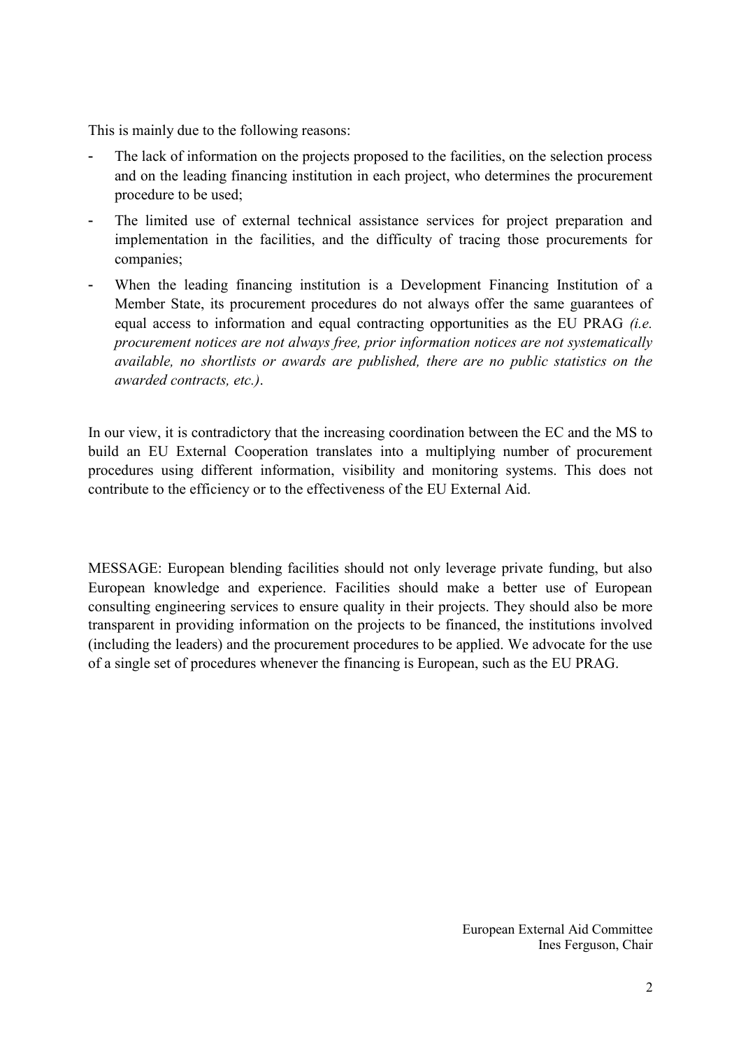This is mainly due to the following reasons:

- The lack of information on the projects proposed to the facilities, on the selection process and on the leading financing institution in each project, who determines the procurement procedure to be used;
- The limited use of external technical assistance services for project preparation and implementation in the facilities, and the difficulty of tracing those procurements for companies;
- When the leading financing institution is a Development Financing Institution of a Member State, its procurement procedures do not always offer the same guarantees of equal access to information and equal contracting opportunities as the EU PRAG *(i.e. procurement notices are not always free, prior information notices are not systematically available, no shortlists or awards are published, there are no public statistics on the awarded contracts, etc.)*.

In our view, it is contradictory that the increasing coordination between the EC and the MS to build an EU External Cooperation translates into a multiplying number of procurement procedures using different information, visibility and monitoring systems. This does not contribute to the efficiency or to the effectiveness of the EU External Aid.

MESSAGE: European blending facilities should not only leverage private funding, but also European knowledge and experience. Facilities should make a better use of European consulting engineering services to ensure quality in their projects. They should also be more transparent in providing information on the projects to be financed, the institutions involved (including the leaders) and the procurement procedures to be applied. We advocate for the use of a single set of procedures whenever the financing is European, such as the EU PRAG.

European External Aid Committee
Ines Ferguson, Chair